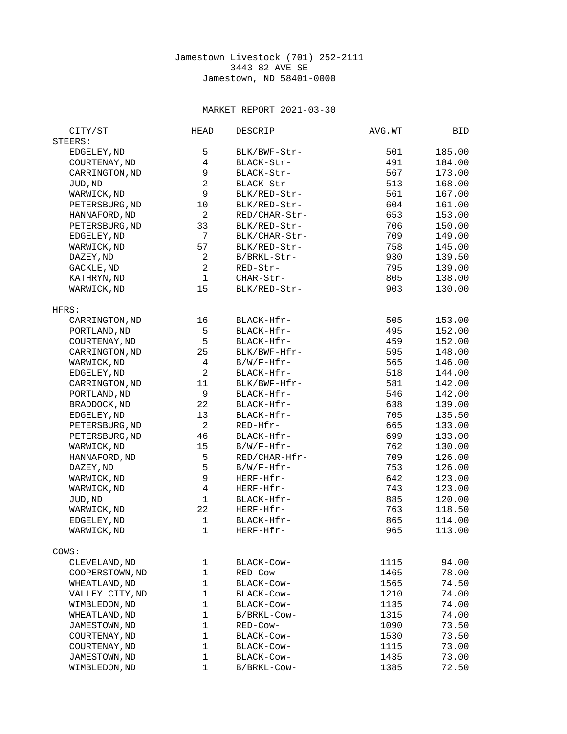Jamestown Livestock (701) 252-2111
3443 82 AVE SE
Jamestown, ND 58401-0000

MARKET REPORT 2021-03-30

| CITY/ST | HEAD | DESCRIP | AVG.WT | BID |
|---|---|---|---|---|
| **STEERS:** | | | | |
| EDGELEY,ND | 5 | BLK/BWF-Str- | 501 | 185.00 |
| COURTENAY,ND | 4 | BLACK-Str- | 491 | 184.00 |
| CARRINGTON,ND | 9 | BLACK-Str- | 567 | 173.00 |
| JUD,ND | 2 | BLACK-Str- | 513 | 168.00 |
| WARWICK,ND | 9 | BLK/RED-Str- | 561 | 167.00 |
| PETERSBURG,ND | 10 | BLK/RED-Str- | 604 | 161.00 |
| HANNAFORD,ND | 2 | RED/CHAR-Str- | 653 | 153.00 |
| PETERSBURG,ND | 33 | BLK/RED-Str- | 706 | 150.00 |
| EDGELEY,ND | 7 | BLK/CHAR-Str- | 709 | 149.00 |
| WARWICK,ND | 57 | BLK/RED-Str- | 758 | 145.00 |
| DAZEY,ND | 2 | B/BRKL-Str- | 930 | 139.50 |
| GACKLE,ND | 2 | RED-Str- | 795 | 139.00 |
| KATHRYN,ND | 1 | CHAR-Str- | 805 | 138.00 |
| WARWICK,ND | 15 | BLK/RED-Str- | 903 | 130.00 |
| **HFRS:** | | | | |
| CARRINGTON,ND | 16 | BLACK-Hfr- | 505 | 153.00 |
| PORTLAND,ND | 5 | BLACK-Hfr- | 495 | 152.00 |
| COURTENAY,ND | 5 | BLACK-Hfr- | 459 | 152.00 |
| CARRINGTON,ND | 25 | BLK/BWF-Hfr- | 595 | 148.00 |
| WARWICK,ND | 4 | B/W/F-Hfr- | 565 | 146.00 |
| EDGELEY,ND | 2 | BLACK-Hfr- | 518 | 144.00 |
| CARRINGTON,ND | 11 | BLK/BWF-Hfr- | 581 | 142.00 |
| PORTLAND,ND | 9 | BLACK-Hfr- | 546 | 142.00 |
| BRADDOCK,ND | 22 | BLACK-Hfr- | 638 | 139.00 |
| EDGELEY,ND | 13 | BLACK-Hfr- | 705 | 135.50 |
| PETERSBURG,ND | 2 | RED-Hfr- | 665 | 133.00 |
| PETERSBURG,ND | 46 | BLACK-Hfr- | 699 | 133.00 |
| WARWICK,ND | 15 | B/W/F-Hfr- | 762 | 130.00 |
| HANNAFORD,ND | 5 | RED/CHAR-Hfr- | 709 | 126.00 |
| DAZEY,ND | 5 | B/W/F-Hfr- | 753 | 126.00 |
| WARWICK,ND | 9 | HERF-Hfr- | 642 | 123.00 |
| WARWICK,ND | 4 | HERF-Hfr- | 743 | 123.00 |
| JUD,ND | 1 | BLACK-Hfr- | 885 | 120.00 |
| WARWICK,ND | 22 | HERF-Hfr- | 763 | 118.50 |
| EDGELEY,ND | 1 | BLACK-Hfr- | 865 | 114.00 |
| WARWICK,ND | 1 | HERF-Hfr- | 965 | 113.00 |
| **COWS:** | | | | |
| CLEVELAND,ND | 1 | BLACK-Cow- | 1115 | 94.00 |
| COOPERSTOWN,ND | 1 | RED-Cow- | 1465 | 78.00 |
| WHEATLAND,ND | 1 | BLACK-Cow- | 1565 | 74.50 |
| VALLEY CITY,ND | 1 | BLACK-Cow- | 1210 | 74.00 |
| WIMBLEDON,ND | 1 | BLACK-Cow- | 1135 | 74.00 |
| WHEATLAND,ND | 1 | B/BRKL-Cow- | 1315 | 74.00 |
| JAMESTOWN,ND | 1 | RED-Cow- | 1090 | 73.50 |
| COURTENAY,ND | 1 | BLACK-Cow- | 1530 | 73.50 |
| COURTENAY,ND | 1 | BLACK-Cow- | 1115 | 73.00 |
| JAMESTOWN,ND | 1 | BLACK-Cow- | 1435 | 73.00 |
| WIMBLEDON,ND | 1 | B/BRKL-Cow- | 1385 | 72.50 |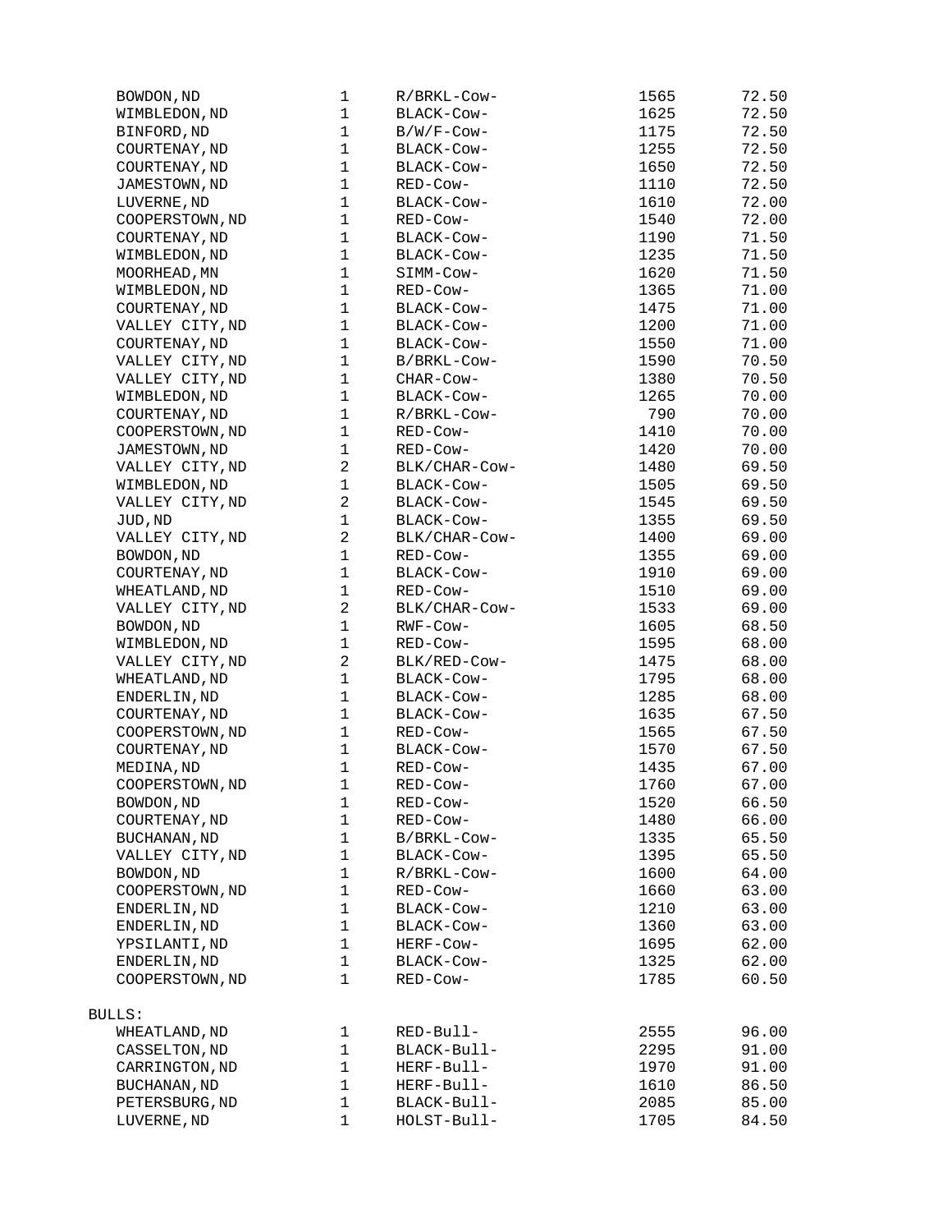| | | | | |
|---|---|---|---|---|
| BOWDON,ND | 1 | R/BRKL-Cow- | 1565 | 72.50 |
| WIMBLEDON,ND | 1 | BLACK-Cow- | 1625 | 72.50 |
| BINFORD,ND | 1 | B/W/F-Cow- | 1175 | 72.50 |
| COURTENAY,ND | 1 | BLACK-Cow- | 1255 | 72.50 |
| COURTENAY,ND | 1 | BLACK-Cow- | 1650 | 72.50 |
| JAMESTOWN,ND | 1 | RED-Cow- | 1110 | 72.50 |
| LUVERNE,ND | 1 | BLACK-Cow- | 1610 | 72.00 |
| COOPERSTOWN,ND | 1 | RED-Cow- | 1540 | 72.00 |
| COURTENAY,ND | 1 | BLACK-Cow- | 1190 | 71.50 |
| WIMBLEDON,ND | 1 | BLACK-Cow- | 1235 | 71.50 |
| MOORHEAD,MN | 1 | SIMM-Cow- | 1620 | 71.50 |
| WIMBLEDON,ND | 1 | RED-Cow- | 1365 | 71.00 |
| COURTENAY,ND | 1 | BLACK-Cow- | 1475 | 71.00 |
| VALLEY CITY,ND | 1 | BLACK-Cow- | 1200 | 71.00 |
| COURTENAY,ND | 1 | BLACK-Cow- | 1550 | 71.00 |
| VALLEY CITY,ND | 1 | B/BRKL-Cow- | 1590 | 70.50 |
| VALLEY CITY,ND | 1 | CHAR-Cow- | 1380 | 70.50 |
| WIMBLEDON,ND | 1 | BLACK-Cow- | 1265 | 70.00 |
| COURTENAY,ND | 1 | R/BRKL-Cow- | 790 | 70.00 |
| COOPERSTOWN,ND | 1 | RED-Cow- | 1410 | 70.00 |
| JAMESTOWN,ND | 1 | RED-Cow- | 1420 | 70.00 |
| VALLEY CITY,ND | 2 | BLK/CHAR-Cow- | 1480 | 69.50 |
| WIMBLEDON,ND | 1 | BLACK-Cow- | 1505 | 69.50 |
| VALLEY CITY,ND | 2 | BLACK-Cow- | 1545 | 69.50 |
| JUD,ND | 1 | BLACK-Cow- | 1355 | 69.50 |
| VALLEY CITY,ND | 2 | BLK/CHAR-Cow- | 1400 | 69.00 |
| BOWDON,ND | 1 | RED-Cow- | 1355 | 69.00 |
| COURTENAY,ND | 1 | BLACK-Cow- | 1910 | 69.00 |
| WHEATLAND,ND | 1 | RED-Cow- | 1510 | 69.00 |
| VALLEY CITY,ND | 2 | BLK/CHAR-Cow- | 1533 | 69.00 |
| BOWDON,ND | 1 | RWF-Cow- | 1605 | 68.50 |
| WIMBLEDON,ND | 1 | RED-Cow- | 1595 | 68.00 |
| VALLEY CITY,ND | 2 | BLK/RED-Cow- | 1475 | 68.00 |
| WHEATLAND,ND | 1 | BLACK-Cow- | 1795 | 68.00 |
| ENDERLIN,ND | 1 | BLACK-Cow- | 1285 | 68.00 |
| COURTENAY,ND | 1 | BLACK-Cow- | 1635 | 67.50 |
| COOPERSTOWN,ND | 1 | RED-Cow- | 1565 | 67.50 |
| COURTENAY,ND | 1 | BLACK-Cow- | 1570 | 67.50 |
| MEDINA,ND | 1 | RED-Cow- | 1435 | 67.00 |
| COOPERSTOWN,ND | 1 | RED-Cow- | 1760 | 67.00 |
| BOWDON,ND | 1 | RED-Cow- | 1520 | 66.50 |
| COURTENAY,ND | 1 | RED-Cow- | 1480 | 66.00 |
| BUCHANAN,ND | 1 | B/BRKL-Cow- | 1335 | 65.50 |
| VALLEY CITY,ND | 1 | BLACK-Cow- | 1395 | 65.50 |
| BOWDON,ND | 1 | R/BRKL-Cow- | 1600 | 64.00 |
| COOPERSTOWN,ND | 1 | RED-Cow- | 1660 | 63.00 |
| ENDERLIN,ND | 1 | BLACK-Cow- | 1210 | 63.00 |
| ENDERLIN,ND | 1 | BLACK-Cow- | 1360 | 63.00 |
| YPSILANTI,ND | 1 | HERF-Cow- | 1695 | 62.00 |
| ENDERLIN,ND | 1 | BLACK-Cow- | 1325 | 62.00 |
| COOPERSTOWN,ND | 1 | RED-Cow- | 1785 | 60.50 |

BULLS:

| | | | | |
|---|---|---|---|---|
| WHEATLAND,ND | 1 | RED-Bull- | 2555 | 96.00 |
| CASSELTON,ND | 1 | BLACK-Bull- | 2295 | 91.00 |
| CARRINGTON,ND | 1 | HERF-Bull- | 1970 | 91.00 |
| BUCHANAN,ND | 1 | HERF-Bull- | 1610 | 86.50 |
| PETERSBURG,ND | 1 | BLACK-Bull- | 2085 | 85.00 |
| LUVERNE,ND | 1 | HOLST-Bull- | 1705 | 84.50 |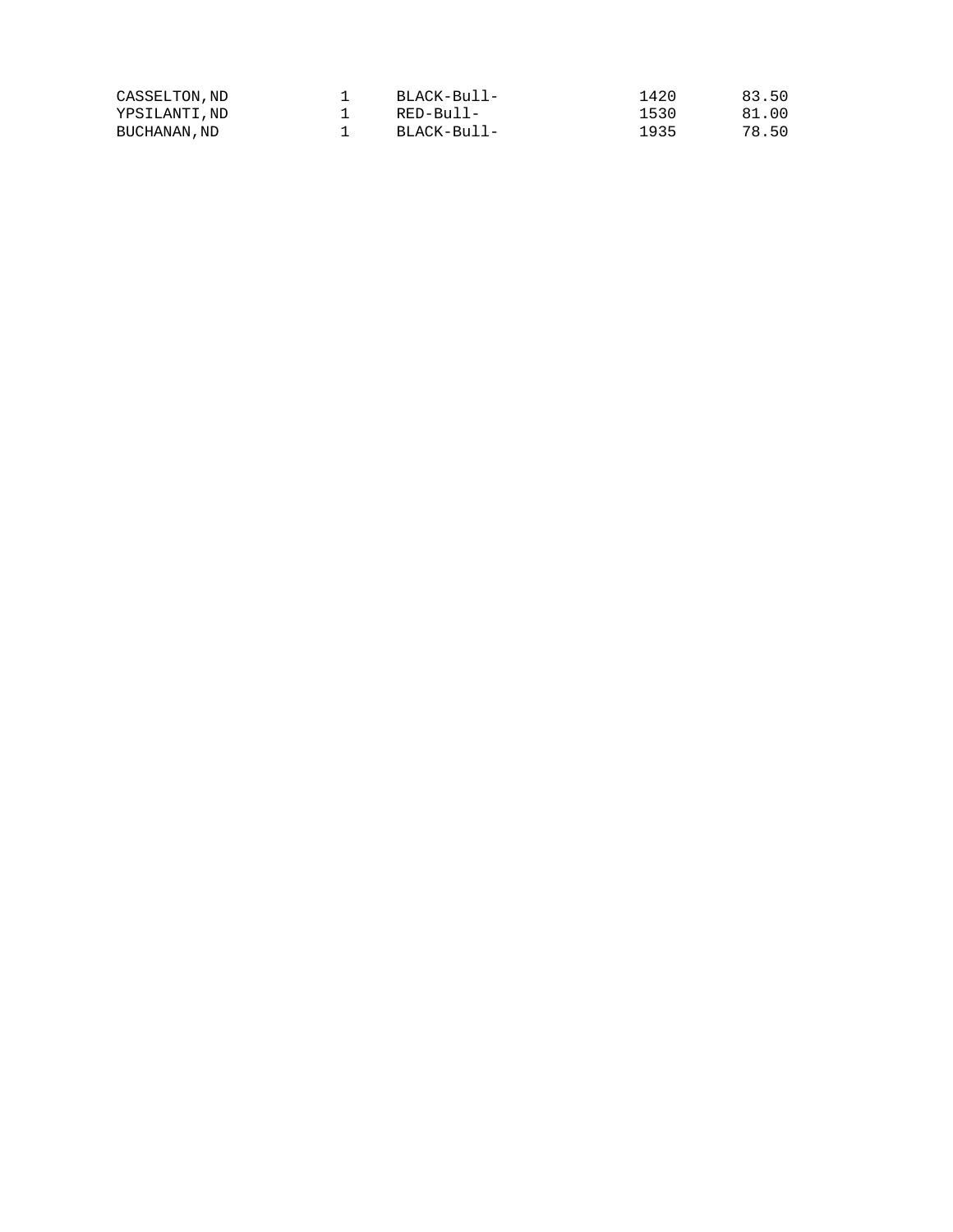| | | | | |
|---|---|---|---|---|
| CASSELTON,ND | 1 | BLACK-Bull- | 1420 | 83.50 |
| YPSILANTI,ND | 1 | RED-Bull- | 1530 | 81.00 |
| BUCHANAN,ND | 1 | BLACK-Bull- | 1935 | 78.50 |